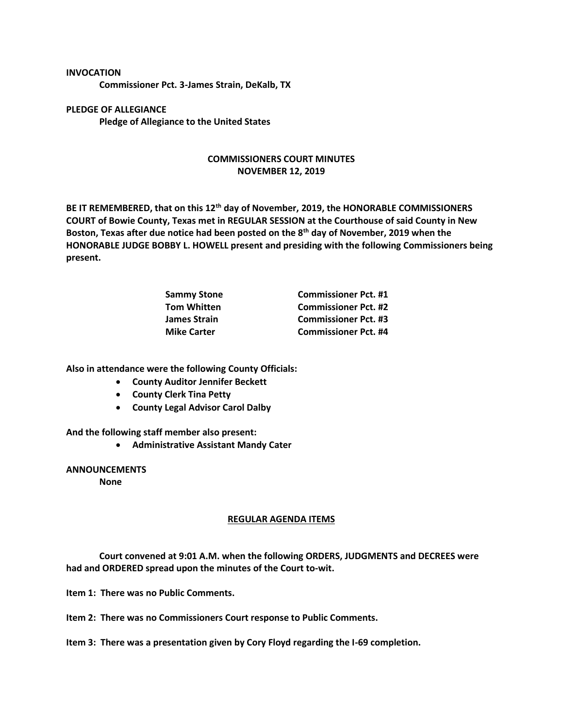**INVOCATION**

**Commissioner Pct. 3-James Strain, DeKalb, TX**

**PLEDGE OF ALLEGIANCE**

**Pledge of Allegiance to the United States**

## COMMISSIONERS COURT MINUTES
## NOVEMBER 12, 2019

**BE IT REMEMBERED, that on this 12th day of November, 2019, the HONORABLE COMMISSIONERS COURT of Bowie County, Texas met in REGULAR SESSION at the Courthouse of said County in New Boston, Texas after due notice had been posted on the 8th day of November, 2019 when the HONORABLE JUDGE BOBBY L. HOWELL present and presiding with the following Commissioners being present.**

| | |
|---|---|
| **Sammy Stone** | **Commissioner Pct. #1** |
| **Tom Whitten** | **Commissioner Pct. #2** |
| **James Strain** | **Commissioner Pct. #3** |
| **Mike Carter** | **Commissioner Pct. #4** |

**Also in attendance were the following County Officials:**

- **County Auditor Jennifer Beckett**
- **County Clerk Tina Petty**
- **County Legal Advisor Carol Dalby**

**And the following staff member also present:**

- **Administrative Assistant Mandy Cater**

**ANNOUNCEMENTS**

**None**

## REGULAR AGENDA ITEMS

**Court convened at 9:01 A.M. when the following ORDERS, JUDGMENTS and DECREES were had and ORDERED spread upon the minutes of the Court to-wit.**

**Item 1: There was no Public Comments.**

**Item 2: There was no Commissioners Court response to Public Comments.**

**Item 3: There was a presentation given by Cory Floyd regarding the I-69 completion.**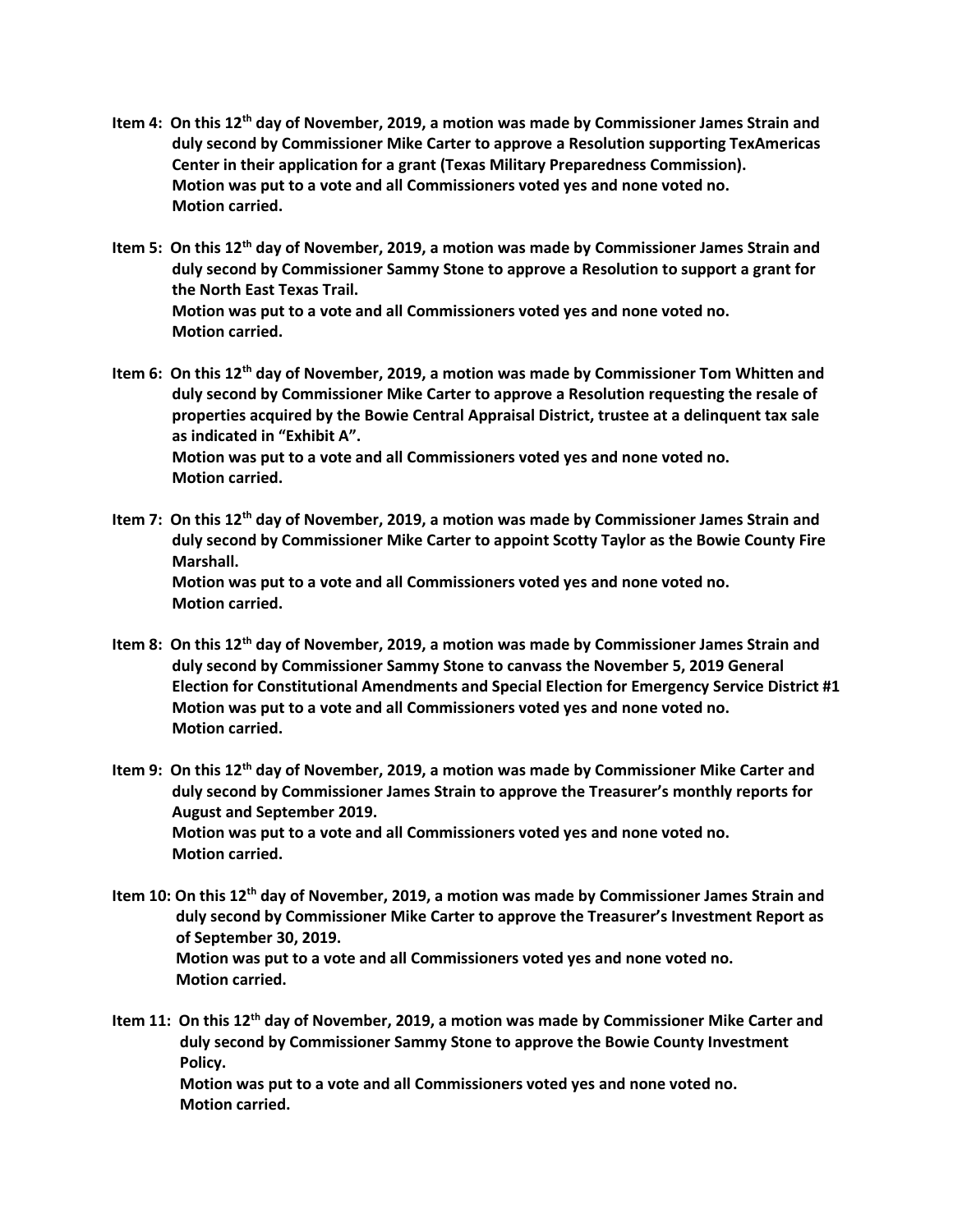**Item 4: On this 12th day of November, 2019, a motion was made by Commissioner James Strain and duly second by Commissioner Mike Carter to approve a Resolution supporting TexAmericas Center in their application for a grant (Texas Military Preparedness Commission).**
**Motion was put to a vote and all Commissioners voted yes and none voted no.**
**Motion carried.**

**Item 5: On this 12th day of November, 2019, a motion was made by Commissioner James Strain and duly second by Commissioner Sammy Stone to approve a Resolution to support a grant for the North East Texas Trail.**
**Motion was put to a vote and all Commissioners voted yes and none voted no.**
**Motion carried.**

**Item 6: On this 12th day of November, 2019, a motion was made by Commissioner Tom Whitten and duly second by Commissioner Mike Carter to approve a Resolution requesting the resale of properties acquired by the Bowie Central Appraisal District, trustee at a delinquent tax sale as indicated in "Exhibit A".**
**Motion was put to a vote and all Commissioners voted yes and none voted no.**
**Motion carried.**

**Item 7: On this 12th day of November, 2019, a motion was made by Commissioner James Strain and duly second by Commissioner Mike Carter to appoint Scotty Taylor as the Bowie County Fire Marshall.**
**Motion was put to a vote and all Commissioners voted yes and none voted no.**
**Motion carried.**

**Item 8: On this 12th day of November, 2019, a motion was made by Commissioner James Strain and duly second by Commissioner Sammy Stone to canvass the November 5, 2019 General Election for Constitutional Amendments and Special Election for Emergency Service District #1**
**Motion was put to a vote and all Commissioners voted yes and none voted no.**
**Motion carried.**

**Item 9: On this 12th day of November, 2019, a motion was made by Commissioner Mike Carter and duly second by Commissioner James Strain to approve the Treasurer's monthly reports for August and September 2019.**
**Motion was put to a vote and all Commissioners voted yes and none voted no.**
**Motion carried.**

**Item 10: On this 12th day of November, 2019, a motion was made by Commissioner James Strain and duly second by Commissioner Mike Carter to approve the Treasurer's Investment Report as of September 30, 2019.**
**Motion was put to a vote and all Commissioners voted yes and none voted no.**
**Motion carried.**

**Item 11: On this 12th day of November, 2019, a motion was made by Commissioner Mike Carter and duly second by Commissioner Sammy Stone to approve the Bowie County Investment Policy.**
**Motion was put to a vote and all Commissioners voted yes and none voted no.**
**Motion carried.**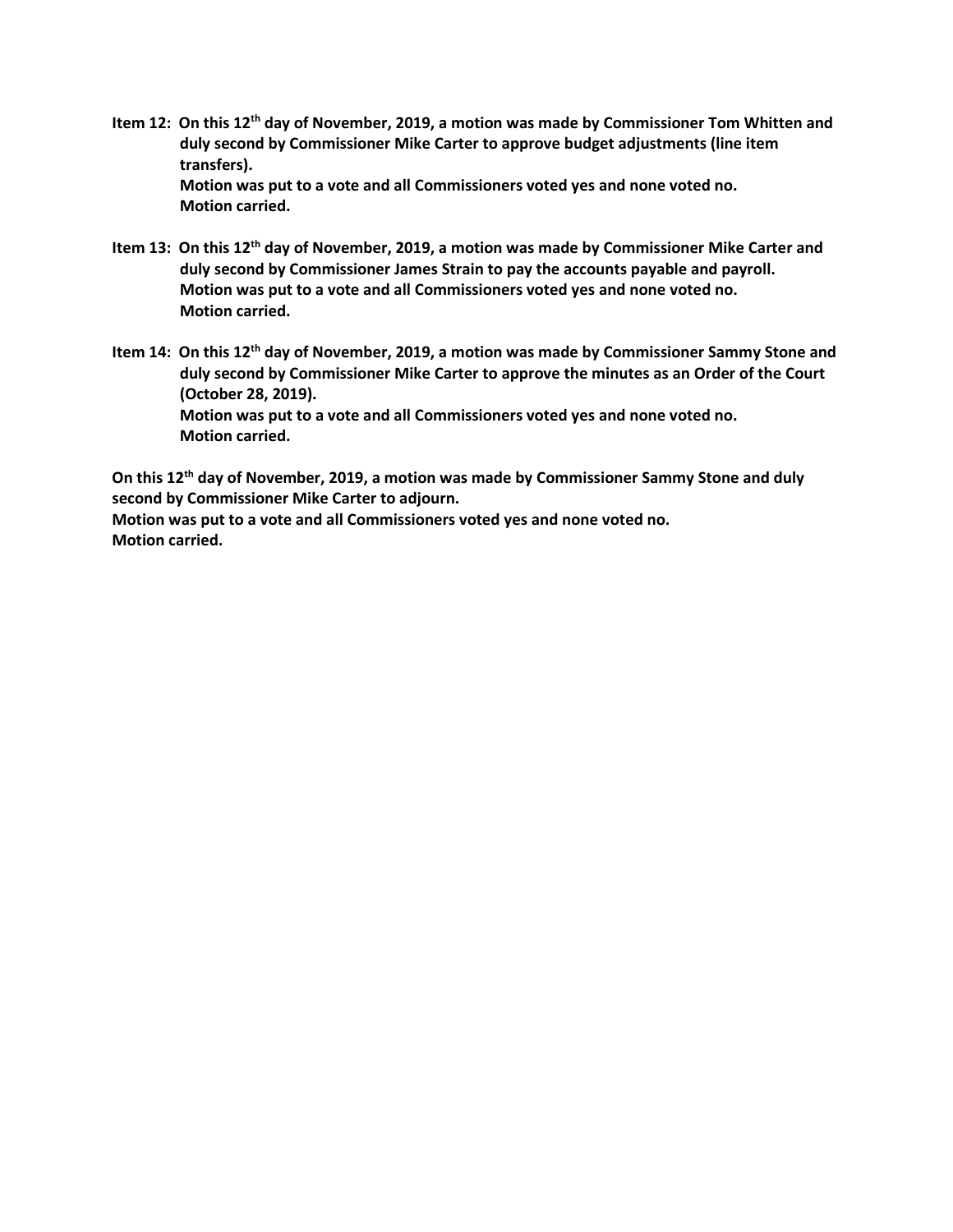**Item 12: On this 12th day of November, 2019, a motion was made by Commissioner Tom Whitten and duly second by Commissioner Mike Carter to approve budget adjustments (line item transfers).**
**Motion was put to a vote and all Commissioners voted yes and none voted no.**
**Motion carried.**

**Item 13: On this 12th day of November, 2019, a motion was made by Commissioner Mike Carter and duly second by Commissioner James Strain to pay the accounts payable and payroll.**
**Motion was put to a vote and all Commissioners voted yes and none voted no.**
**Motion carried.**

**Item 14: On this 12th day of November, 2019, a motion was made by Commissioner Sammy Stone and duly second by Commissioner Mike Carter to approve the minutes as an Order of the Court (October 28, 2019).**
**Motion was put to a vote and all Commissioners voted yes and none voted no.**
**Motion carried.**

**On this 12th day of November, 2019, a motion was made by Commissioner Sammy Stone and duly second by Commissioner Mike Carter to adjourn.**
**Motion was put to a vote and all Commissioners voted yes and none voted no.**
**Motion carried.**